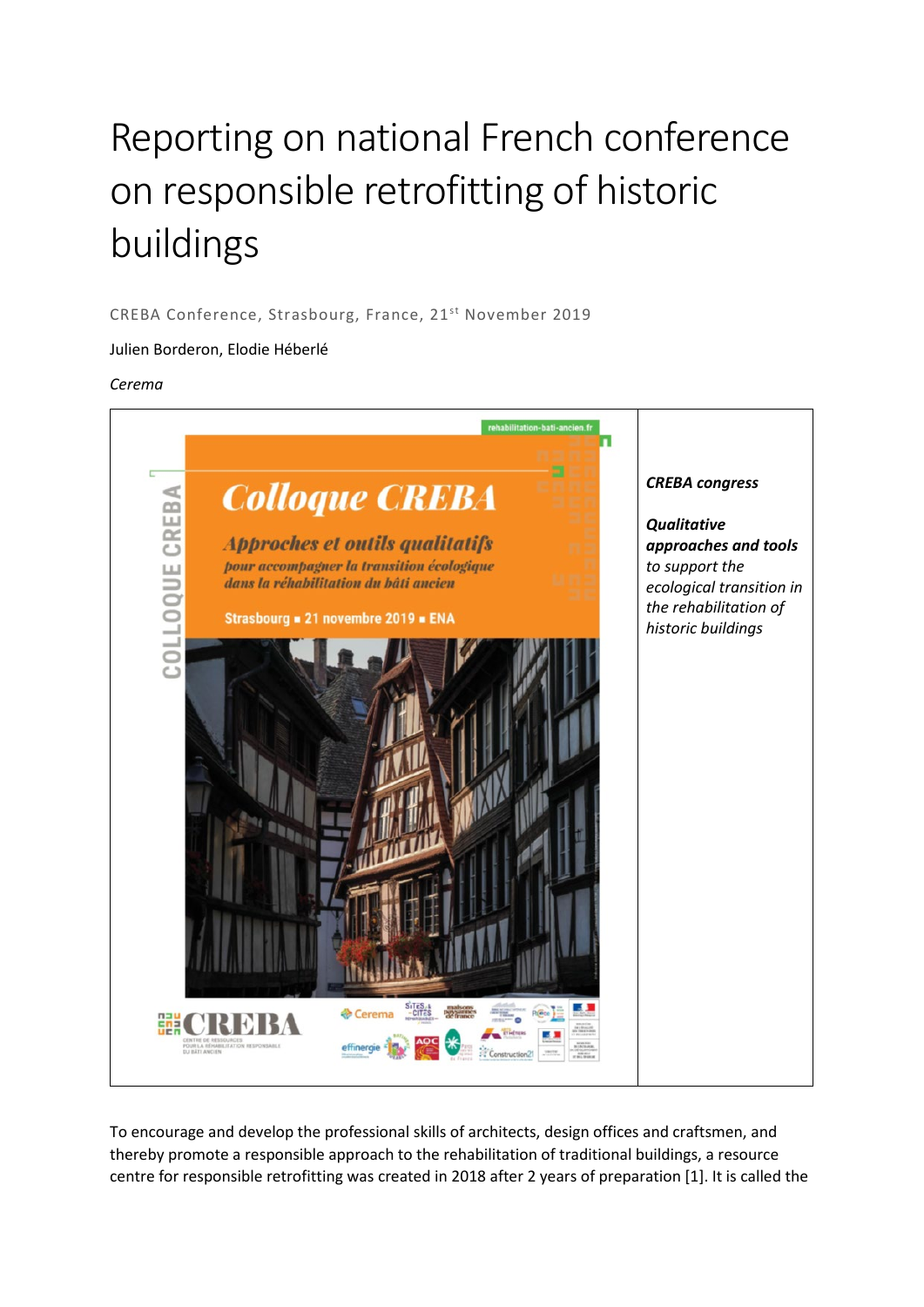# Reporting on national French conference on responsible retrofitting of historic buildings

CREBA Conference, Strasbourg, France, 21st November 2019

Julien Borderon, Elodie Héberlé

*Cerema*

***CREBA congress***

***Qualitative approaches and tools*** *to support the ecological transition in the rehabilitation of historic buildings*

To encourage and develop the professional skills of architects, design offices and craftsmen, and thereby promote a responsible approach to the rehabilitation of traditional buildings, a resource centre for responsible retrofitting was created in 2018 after 2 years of preparation [1]. It is called the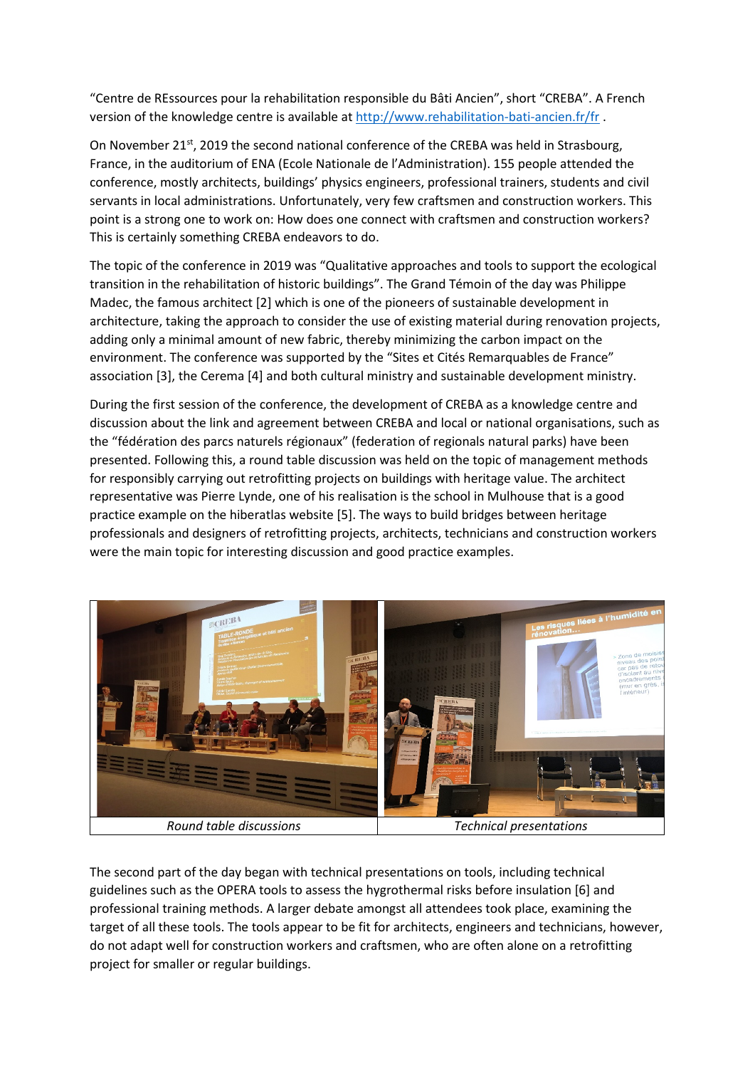"Centre de REssources pour la rehabilitation responsible du Bâti Ancien", short "CREBA". A French version of the knowledge centre is available at http://www.rehabilitation-bati-ancien.fr/fr .

On November 21st, 2019 the second national conference of the CREBA was held in Strasbourg, France, in the auditorium of ENA (Ecole Nationale de l'Administration). 155 people attended the conference, mostly architects, buildings' physics engineers, professional trainers, students and civil servants in local administrations. Unfortunately, very few craftsmen and construction workers. This point is a strong one to work on: How does one connect with craftsmen and construction workers? This is certainly something CREBA endeavors to do.

The topic of the conference in 2019 was "Qualitative approaches and tools to support the ecological transition in the rehabilitation of historic buildings". The Grand Témoin of the day was Philippe Madec, the famous architect [2] which is one of the pioneers of sustainable development in architecture, taking the approach to consider the use of existing material during renovation projects, adding only a minimal amount of new fabric, thereby minimizing the carbon impact on the environment. The conference was supported by the "Sites et Cités Remarquables de France" association [3], the Cerema [4] and both cultural ministry and sustainable development ministry.

During the first session of the conference, the development of CREBA as a knowledge centre and discussion about the link and agreement between CREBA and local or national organisations, such as the "fédération des parcs naturels régionaux" (federation of regionals natural parks) have been presented. Following this, a round table discussion was held on the topic of management methods for responsibly carrying out retrofitting projects on buildings with heritage value. The architect representative was Pierre Lynde, one of his realisation is the school in Mulhouse that is a good practice example on the hiberatlas website [5]. The ways to build bridges between heritage professionals and designers of retrofitting projects, architects, technicians and construction workers were the main topic for interesting discussion and good practice examples.

| *Round table discussions* | *Technical presentations* |
|---|---|

The second part of the day began with technical presentations on tools, including technical guidelines such as the OPERA tools to assess the hygrothermal risks before insulation [6] and professional training methods. A larger debate amongst all attendees took place, examining the target of all these tools. The tools appear to be fit for architects, engineers and technicians, however, do not adapt well for construction workers and craftsmen, who are often alone on a retrofitting project for smaller or regular buildings.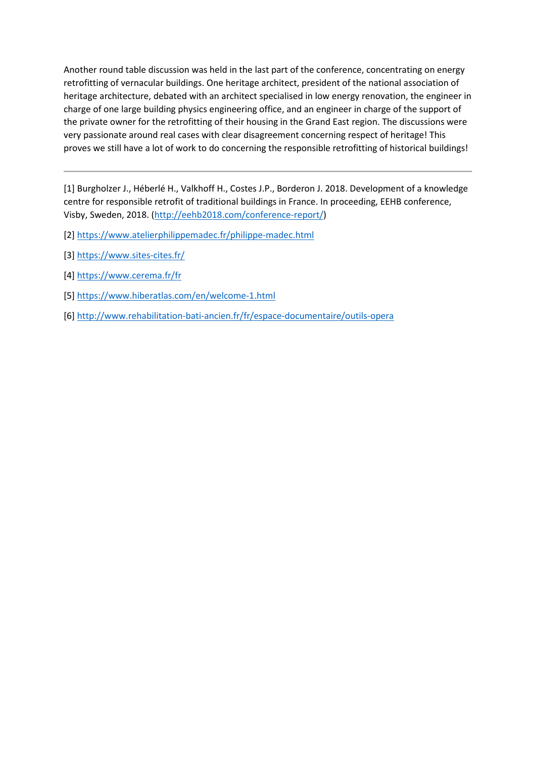Another round table discussion was held in the last part of the conference, concentrating on energy retrofitting of vernacular buildings. One heritage architect, president of the national association of heritage architecture, debated with an architect specialised in low energy renovation, the engineer in charge of one large building physics engineering office, and an engineer in charge of the support of the private owner for the retrofitting of their housing in the Grand East region. The discussions were very passionate around real cases with clear disagreement concerning respect of heritage! This proves we still have a lot of work to do concerning the responsible retrofitting of historical buildings!

---

[1] Burgholzer J., Héberlé H., Valkhoff H., Costes J.P., Borderon J. 2018. Development of a knowledge centre for responsible retrofit of traditional buildings in France. In proceeding, EEHB conference, Visby, Sweden, 2018. (http://eehb2018.com/conference-report/)

[2] https://www.atelierphilippemadec.fr/philippe-madec.html

[3] https://www.sites-cites.fr/

[4] https://www.cerema.fr/fr

[5] https://www.hiberatlas.com/en/welcome-1.html

[6] http://www.rehabilitation-bati-ancien.fr/fr/espace-documentaire/outils-opera